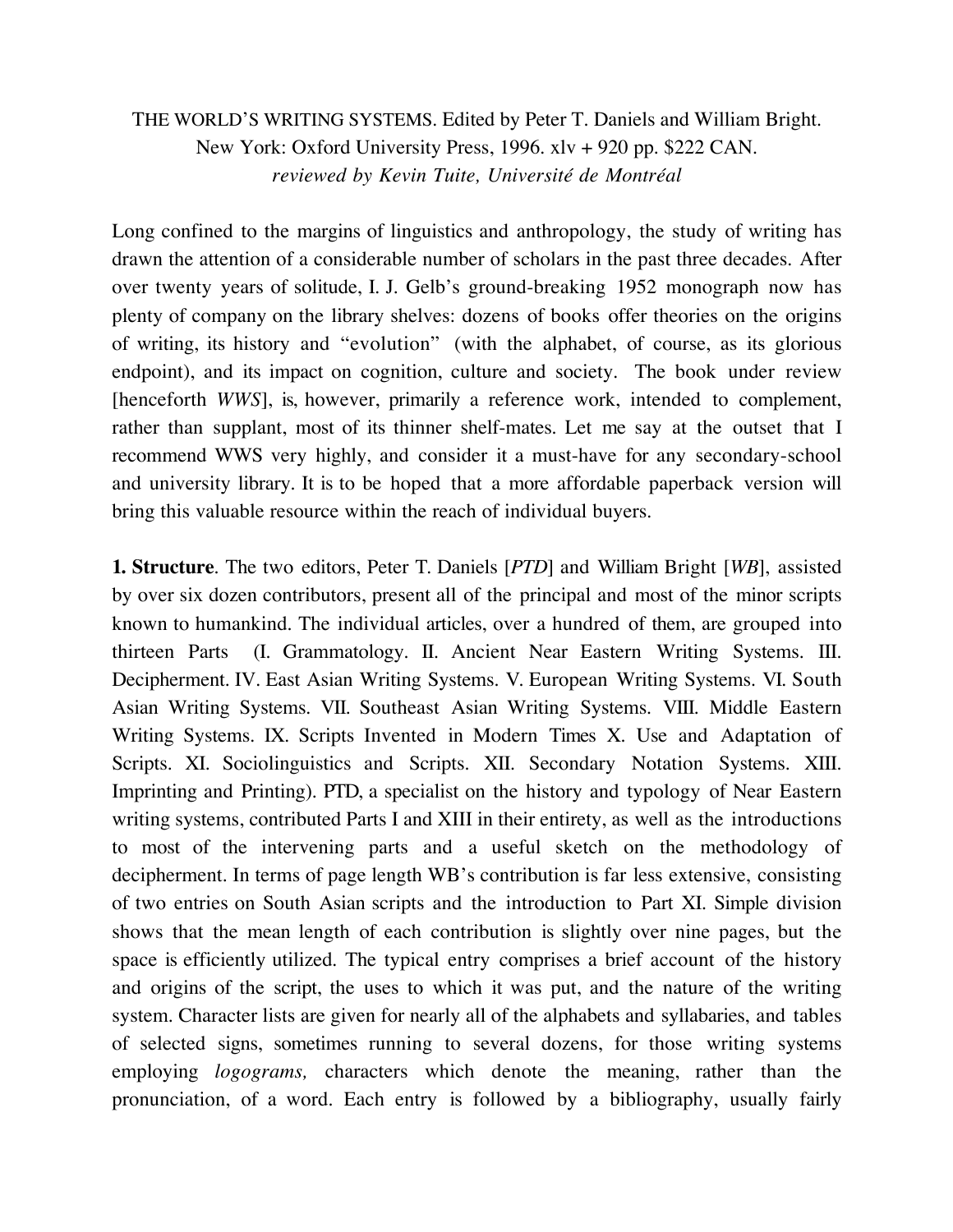THE WORLD'S WRITING SYSTEMS. Edited by Peter T. Daniels and William Bright. New York: Oxford University Press, 1996. xlv + 920 pp. $222 CAN.
*reviewed by Kevin Tuite, Université de Montréal*

Long confined to the margins of linguistics and anthropology, the study of writing has drawn the attention of a considerable number of scholars in the past three decades. After over twenty years of solitude, I. J. Gelb's ground-breaking 1952 monograph now has plenty of company on the library shelves: dozens of books offer theories on the origins of writing, its history and "evolution" (with the alphabet, of course, as its glorious endpoint), and its impact on cognition, culture and society. The book under review [henceforth *WWS*], is, however, primarily a reference work, intended to complement, rather than supplant, most of its thinner shelf-mates. Let me say at the outset that I recommend WWS very highly, and consider it a must-have for any secondary-school and university library. It is to be hoped that a more affordable paperback version will bring this valuable resource within the reach of individual buyers.

**1. Structure**. The two editors, Peter T. Daniels [*PTD*] and William Bright [*WB*], assisted by over six dozen contributors, present all of the principal and most of the minor scripts known to humankind. The individual articles, over a hundred of them, are grouped into thirteen Parts (I. Grammatology. II. Ancient Near Eastern Writing Systems. III. Decipherment. IV. East Asian Writing Systems. V. European Writing Systems. VI. South Asian Writing Systems. VII. Southeast Asian Writing Systems. VIII. Middle Eastern Writing Systems. IX. Scripts Invented in Modern Times X. Use and Adaptation of Scripts. XI. Sociolinguistics and Scripts. XII. Secondary Notation Systems. XIII. Imprinting and Printing). PTD, a specialist on the history and typology of Near Eastern writing systems, contributed Parts I and XIII in their entirety, as well as the introductions to most of the intervening parts and a useful sketch on the methodology of decipherment. In terms of page length WB's contribution is far less extensive, consisting of two entries on South Asian scripts and the introduction to Part XI. Simple division shows that the mean length of each contribution is slightly over nine pages, but the space is efficiently utilized. The typical entry comprises a brief account of the history and origins of the script, the uses to which it was put, and the nature of the writing system. Character lists are given for nearly all of the alphabets and syllabaries, and tables of selected signs, sometimes running to several dozens, for those writing systems employing *logograms,* characters which denote the meaning, rather than the pronunciation, of a word. Each entry is followed by a bibliography, usually fairly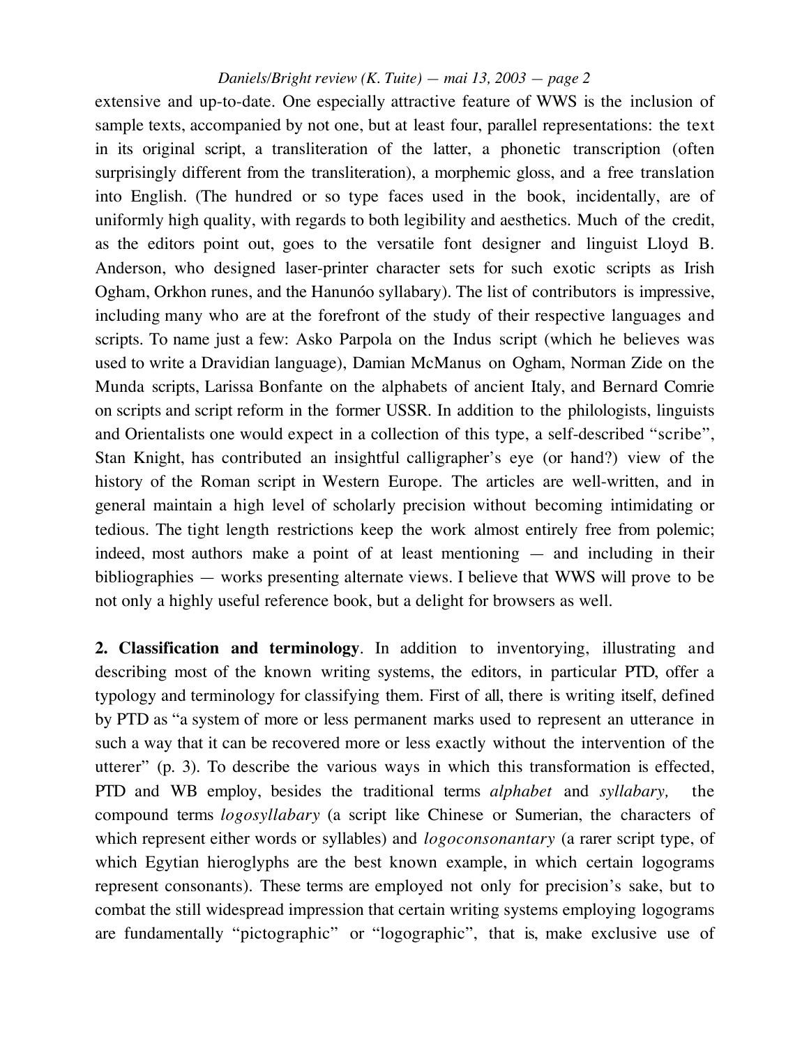extensive and up-to-date. One especially attractive feature of WWS is the inclusion of sample texts, accompanied by not one, but at least four, parallel representations: the text in its original script, a transliteration of the latter, a phonetic transcription (often surprisingly different from the transliteration), a morphemic gloss, and a free translation into English. (The hundred or so type faces used in the book, incidentally, are of uniformly high quality, with regards to both legibility and aesthetics. Much of the credit, as the editors point out, goes to the versatile font designer and linguist Lloyd B. Anderson, who designed laser-printer character sets for such exotic scripts as Irish Ogham, Orkhon runes, and the Hanunóo syllabary). The list of contributors is impressive, including many who are at the forefront of the study of their respective languages and scripts. To name just a few: Asko Parpola on the Indus script (which he believes was used to write a Dravidian language), Damian McManus on Ogham, Norman Zide on the Munda scripts, Larissa Bonfante on the alphabets of ancient Italy, and Bernard Comrie on scripts and script reform in the former USSR. In addition to the philologists, linguists and Orientalists one would expect in a collection of this type, a self-described "scribe", Stan Knight, has contributed an insightful calligrapher's eye (or hand?) view of the history of the Roman script in Western Europe. The articles are well-written, and in general maintain a high level of scholarly precision without becoming intimidating or tedious. The tight length restrictions keep the work almost entirely free from polemic; indeed, most authors make a point of at least mentioning — and including in their bibliographies — works presenting alternate views. I believe that WWS will prove to be not only a highly useful reference book, but a delight for browsers as well.

**2. Classification and terminology**. In addition to inventorying, illustrating and describing most of the known writing systems, the editors, in particular PTD, offer a typology and terminology for classifying them. First of all, there is writing itself, defined by PTD as "a system of more or less permanent marks used to represent an utterance in such a way that it can be recovered more or less exactly without the intervention of the utterer" (p. 3). To describe the various ways in which this transformation is effected, PTD and WB employ, besides the traditional terms *alphabet* and *syllabary,* the compound terms *logosyllabary* (a script like Chinese or Sumerian, the characters of which represent either words or syllables) and *logoconsonantary* (a rarer script type, of which Egytian hieroglyphs are the best known example, in which certain logograms represent consonants). These terms are employed not only for precision's sake, but to combat the still widespread impression that certain writing systems employing logograms are fundamentally "pictographic" or "logographic", that is, make exclusive use of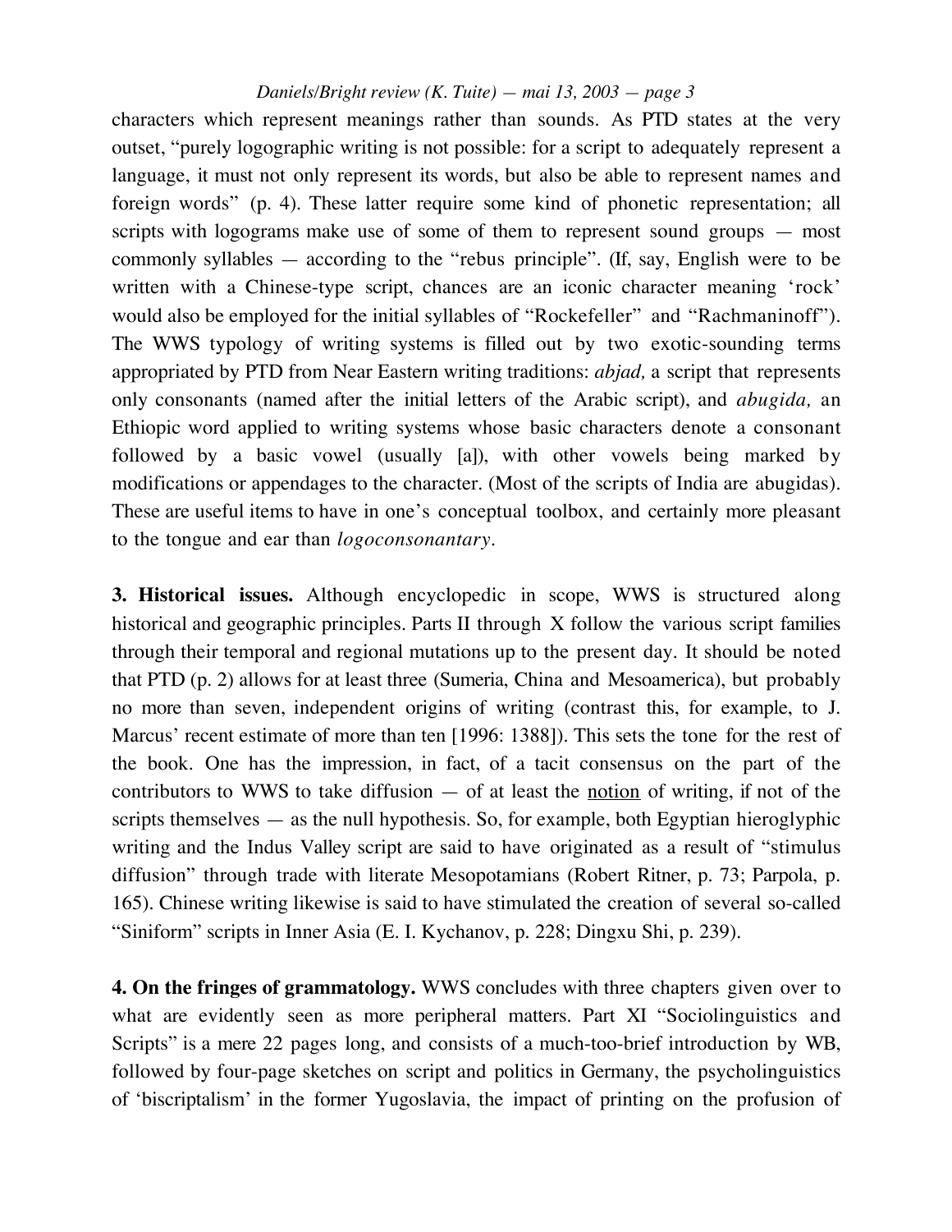characters which represent meanings rather than sounds. As PTD states at the very outset, "purely logographic writing is not possible: for a script to adequately represent a language, it must not only represent its words, but also be able to represent names and foreign words" (p. 4). These latter require some kind of phonetic representation; all scripts with logograms make use of some of them to represent sound groups — most commonly syllables — according to the "rebus principle". (If, say, English were to be written with a Chinese-type script, chances are an iconic character meaning 'rock' would also be employed for the initial syllables of "Rockefeller" and "Rachmaninoff"). The WWS typology of writing systems is filled out by two exotic-sounding terms appropriated by PTD from Near Eastern writing traditions: *abjad,* a script that represents only consonants (named after the initial letters of the Arabic script), and *abugida,* an Ethiopic word applied to writing systems whose basic characters denote a consonant followed by a basic vowel (usually [a]), with other vowels being marked by modifications or appendages to the character. (Most of the scripts of India are abugidas). These are useful items to have in one's conceptual toolbox, and certainly more pleasant to the tongue and ear than *logoconsonantary*.

**3. Historical issues.** Although encyclopedic in scope, WWS is structured along historical and geographic principles. Parts II through X follow the various script families through their temporal and regional mutations up to the present day. It should be noted that PTD (p. 2) allows for at least three (Sumeria, China and Mesoamerica), but probably no more than seven, independent origins of writing (contrast this, for example, to J. Marcus' recent estimate of more than ten [1996: 1388]). This sets the tone for the rest of the book. One has the impression, in fact, of a tacit consensus on the part of the contributors to WWS to take diffusion — of at least the <u>notion</u> of writing, if not of the scripts themselves — as the null hypothesis. So, for example, both Egyptian hieroglyphic writing and the Indus Valley script are said to have originated as a result of "stimulus diffusion" through trade with literate Mesopotamians (Robert Ritner, p. 73; Parpola, p. 165). Chinese writing likewise is said to have stimulated the creation of several so-called "Siniform" scripts in Inner Asia (E. I. Kychanov, p. 228; Dingxu Shi, p. 239).

**4. On the fringes of grammatology.** WWS concludes with three chapters given over to what are evidently seen as more peripheral matters. Part XI "Sociolinguistics and Scripts" is a mere 22 pages long, and consists of a much-too-brief introduction by WB, followed by four-page sketches on script and politics in Germany, the psycholinguistics of 'biscriptalism' in the former Yugoslavia, the impact of printing on the profusion of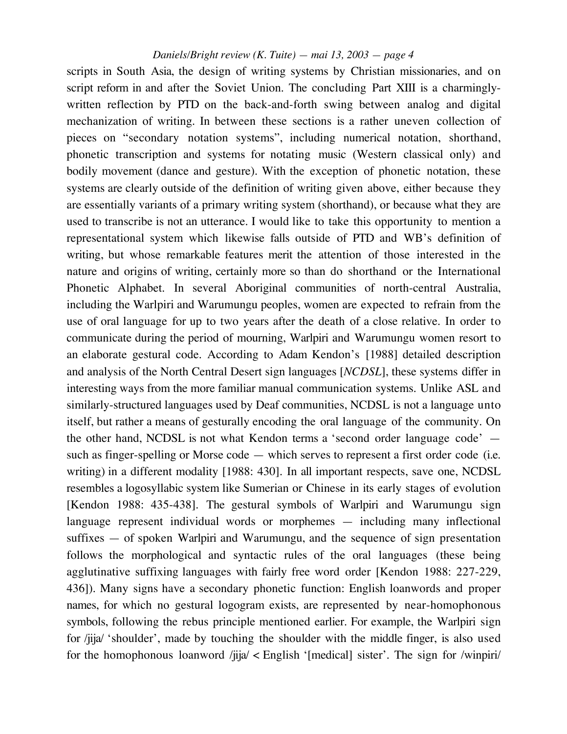scripts in South Asia, the design of writing systems by Christian missionaries, and on script reform in and after the Soviet Union. The concluding Part XIII is a charmingly-written reflection by PTD on the back-and-forth swing between analog and digital mechanization of writing. In between these sections is a rather uneven collection of pieces on "secondary notation systems", including numerical notation, shorthand, phonetic transcription and systems for notating music (Western classical only) and bodily movement (dance and gesture). With the exception of phonetic notation, these systems are clearly outside of the definition of writing given above, either because they are essentially variants of a primary writing system (shorthand), or because what they are used to transcribe is not an utterance. I would like to take this opportunity to mention a representational system which likewise falls outside of PTD and WB's definition of writing, but whose remarkable features merit the attention of those interested in the nature and origins of writing, certainly more so than do shorthand or the International Phonetic Alphabet. In several Aboriginal communities of north-central Australia, including the Warlpiri and Warumungu peoples, women are expected to refrain from the use of oral language for up to two years after the death of a close relative. In order to communicate during the period of mourning, Warlpiri and Warumungu women resort to an elaborate gestural code. According to Adam Kendon's [1988] detailed description and analysis of the North Central Desert sign languages [*NCDSL*], these systems differ in interesting ways from the more familiar manual communication systems. Unlike ASL and similarly-structured languages used by Deaf communities, NCDSL is not a language unto itself, but rather a means of gesturally encoding the oral language of the community. On the other hand, NCDSL is not what Kendon terms a 'second order language code' — such as finger-spelling or Morse code — which serves to represent a first order code (i.e. writing) in a different modality [1988: 430]. In all important respects, save one, NCDSL resembles a logosyllabic system like Sumerian or Chinese in its early stages of evolution [Kendon 1988: 435-438]. The gestural symbols of Warlpiri and Warumungu sign language represent individual words or morphemes — including many inflectional suffixes — of spoken Warlpiri and Warumungu, and the sequence of sign presentation follows the morphological and syntactic rules of the oral languages (these being agglutinative suffixing languages with fairly free word order [Kendon 1988: 227-229, 436]). Many signs have a secondary phonetic function: English loanwords and proper names, for which no gestural logogram exists, are represented by near-homophonous symbols, following the rebus principle mentioned earlier. For example, the Warlpiri sign for /jija/ 'shoulder', made by touching the shoulder with the middle finger, is also used for the homophonous loanword /jija/ < English '[medical] sister'. The sign for /winpiri/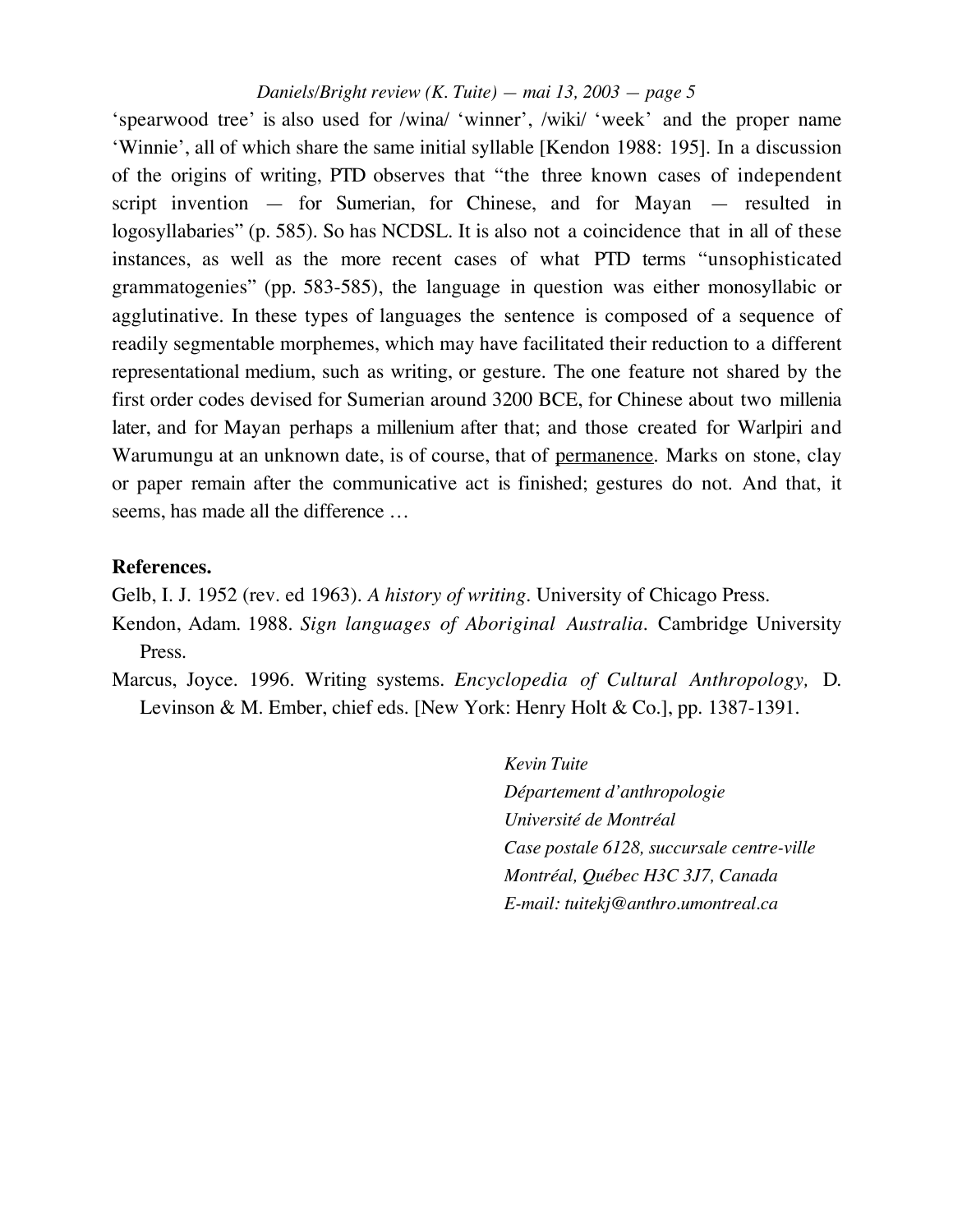'spearwood tree' is also used for /wina/ 'winner', /wiki/ 'week' and the proper name 'Winnie', all of which share the same initial syllable [Kendon 1988: 195]. In a discussion of the origins of writing, PTD observes that "the three known cases of independent script invention — for Sumerian, for Chinese, and for Mayan — resulted in logosyllabaries" (p. 585). So has NCDSL. It is also not a coincidence that in all of these instances, as well as the more recent cases of what PTD terms "unsophisticated grammatogenies" (pp. 583-585), the language in question was either monosyllabic or agglutinative. In these types of languages the sentence is composed of a sequence of readily segmentable morphemes, which may have facilitated their reduction to a different representational medium, such as writing, or gesture. The one feature not shared by the first order codes devised for Sumerian around 3200 BCE, for Chinese about two millenia later, and for Mayan perhaps a millenium after that; and those created for Warlpiri and Warumungu at an unknown date, is of course, that of <u>permanence</u>. Marks on stone, clay or paper remain after the communicative act is finished; gestures do not. And that, it seems, has made all the difference …

**References.**

Gelb, I. J. 1952 (rev. ed 1963). *A history of writing*. University of Chicago Press.

Kendon, Adam. 1988. *Sign languages of Aboriginal Australia*. Cambridge University Press.

Marcus, Joyce. 1996. Writing systems. *Encyclopedia of Cultural Anthropology,* D. Levinson & M. Ember, chief eds. [New York: Henry Holt & Co.], pp. 1387-1391.

*Kevin Tuite*
*Département d'anthropologie*
*Université de Montréal*
*Case postale 6128, succursale centre-ville*
*Montréal, Québec H3C 3J7, Canada*
*E-mail: tuitekj@anthro.umontreal.ca*